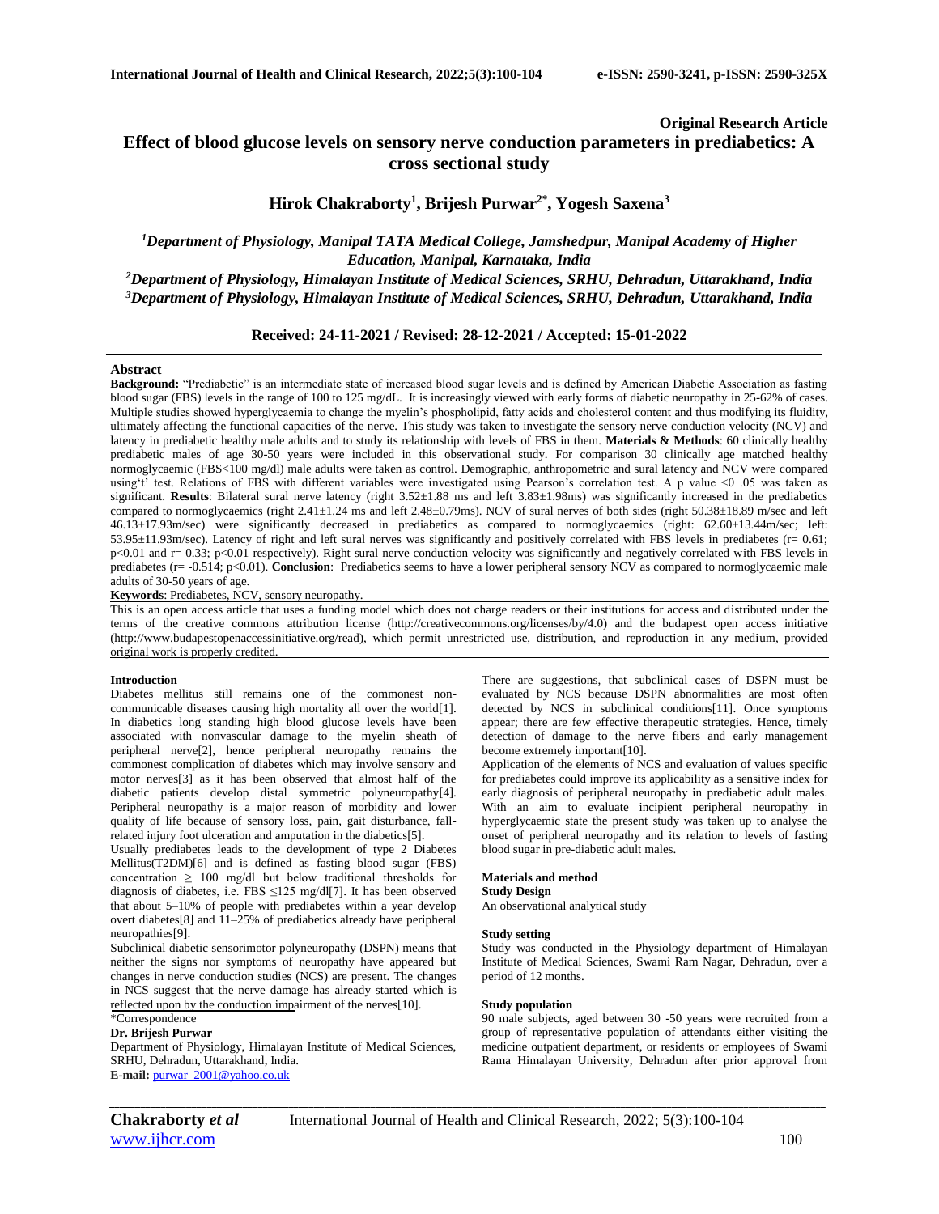**Original Research Article**

# Effect of blood glucose levels on sensory nerve conduction parameters in prediabetics: A cross sectional study

**Hirok Chakraborty[1], Brijesh Purwar[2*], Yogesh Saxena[3]**

*[1]Department of Physiology, Manipal TATA Medical College, Jamshedpur, Manipal Academy of Higher Education, Manipal, Karnataka, India*

*[2]Department of Physiology, Himalayan Institute of Medical Sciences, SRHU, Dehradun, Uttarakhand, India*

*[3]Department of Physiology, Himalayan Institute of Medical Sciences, SRHU, Dehradun, Uttarakhand, India*

**Received: 24-11-2021 / Revised: 28-12-2021 / Accepted: 15-01-2022**

## Abstract

**Background:** "Prediabetic" is an intermediate state of increased blood sugar levels and is defined by American Diabetic Association as fasting blood sugar (FBS) levels in the range of 100 to 125 mg/dL. It is increasingly viewed with early forms of diabetic neuropathy in 25-62% of cases. Multiple studies showed hyperglycaemia to change the myelin's phospholipid, fatty acids and cholesterol content and thus modifying its fluidity, ultimately affecting the functional capacities of the nerve. This study was taken to investigate the sensory nerve conduction velocity (NCV) and latency in prediabetic healthy male adults and to study its relationship with levels of FBS in them. **Materials & Methods**: 60 clinically healthy prediabetic males of age 30-50 years were included in this observational study. For comparison 30 clinically age matched healthy normoglycaemic (FBS<100 mg/dl) male adults were taken as control. Demographic, anthropometric and sural latency and NCV were compared using't' test. Relations of FBS with different variables were investigated using Pearson's correlation test. A p value <0 .05 was taken as significant. **Results**: Bilateral sural nerve latency (right 3.52±1.88 ms and left 3.83±1.98ms) was significantly increased in the prediabetics compared to normoglycaemics (right 2.41±1.24 ms and left 2.48±0.79ms). NCV of sural nerves of both sides (right 50.38±18.89 m/sec and left 46.13±17.93m/sec) were significantly decreased in prediabetics as compared to normoglycaemics (right: 62.60±13.44m/sec; left: 53.95±11.93m/sec). Latency of right and left sural nerves was significantly and positively correlated with FBS levels in prediabetes (r= 0.61; p<0.01 and r= 0.33; p<0.01 respectively). Right sural nerve conduction velocity was significantly and negatively correlated with FBS levels in prediabetes (r= -0.514; p<0.01). **Conclusion**: Prediabetics seems to have a lower peripheral sensory NCV as compared to normoglycaemic male adults of 30-50 years of age.

**Keywords**: Prediabetes, NCV, sensory neuropathy.

This is an open access article that uses a funding model which does not charge readers or their institutions for access and distributed under the terms of the creative commons attribution license (http://creativecommons.org/licenses/by/4.0) and the budapest open access initiative (http://www.budapestopenaccessinitiative.org/read), which permit unrestricted use, distribution, and reproduction in any medium, provided original work is properly credited.

## Introduction

Diabetes mellitus still remains one of the commonest non-communicable diseases causing high mortality all over the world[1]. In diabetics long standing high blood glucose levels have been associated with nonvascular damage to the myelin sheath of peripheral nerve[2], hence peripheral neuropathy remains the commonest complication of diabetes which may involve sensory and motor nerves[3] as it has been observed that almost half of the diabetic patients develop distal symmetric polyneuropathy[4]. Peripheral neuropathy is a major reason of morbidity and lower quality of life because of sensory loss, pain, gait disturbance, fall-related injury foot ulceration and amputation in the diabetics[5].

Usually prediabetes leads to the development of type 2 Diabetes Mellitus(T2DM)[6] and is defined as fasting blood sugar (FBS) concentration ≥ 100 mg/dl but below traditional thresholds for diagnosis of diabetes, i.e. FBS ≤125 mg/dl[7]. It has been observed that about 5–10% of people with prediabetes within a year develop overt diabetes[8] and 11–25% of prediabetics already have peripheral neuropathies[9].

Subclinical diabetic sensorimotor polyneuropathy (DSPN) means that neither the signs nor symptoms of neuropathy have appeared but changes in nerve conduction studies (NCS) are present. The changes in NCS suggest that the nerve damage has already started which is reflected upon by the conduction impairment of the nerves[10].

There are suggestions, that subclinical cases of DSPN must be evaluated by NCS because DSPN abnormalities are most often detected by NCS in subclinical conditions[11]. Once symptoms appear; there are few effective therapeutic strategies. Hence, timely detection of damage to the nerve fibers and early management become extremely important[10].

Application of the elements of NCS and evaluation of values specific for prediabetes could improve its applicability as a sensitive index for early diagnosis of peripheral neuropathy in prediabetic adult males. With an aim to evaluate incipient peripheral neuropathy in hyperglycaemic state the present study was taken up to analyse the onset of peripheral neuropathy and its relation to levels of fasting blood sugar in pre-diabetic adult males.

## Materials and method

### Study Design

An observational analytical study

### Study setting

Study was conducted in the Physiology department of Himalayan Institute of Medical Sciences, Swami Ram Nagar, Dehradun, over a period of 12 months.

### Study population

90 male subjects, aged between 30 -50 years were recruited from a group of representative population of attendants either visiting the medicine outpatient department, or residents or employees of Swami Rama Himalayan University, Dehradun after prior approval from

\*Correspondence

**Dr. Brijesh Purwar**

Department of Physiology, Himalayan Institute of Medical Sciences, SRHU, Dehradun, Uttarakhand, India.

**E-mail:** purwar_2001@yahoo.co.uk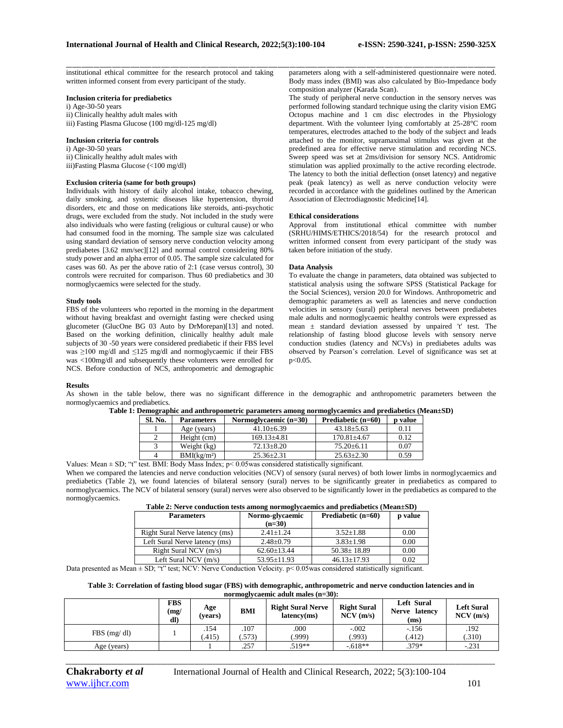institutional ethical committee for the research protocol and taking written informed consent from every participant of the study.

**Inclusion criteria for prediabetics**

i) Age-30-50 years
ii) Clinically healthy adult males with
iii) Fasting Plasma Glucose (100 mg/dl-125 mg/dl)

**Inclusion criteria for controls**

i) Age-30-50 years
ii) Clinically healthy adult males with
iii)Fasting Plasma Glucose (<100 mg/dl)

**Exclusion criteria (same for both groups)**

Individuals with history of daily alcohol intake, tobacco chewing, daily smoking, and systemic diseases like hypertension, thyroid disorders, etc and those on medications like steroids, anti-psychotic drugs, were excluded from the study. Not included in the study were also individuals who were fasting (religious or cultural cause) or who had consumed food in the morning. The sample size was calculated using standard deviation of sensory nerve conduction velocity among prediabetes [3.62 mm/sec][12] and normal control considering 80% study power and an alpha error of 0.05. The sample size calculated for cases was 60. As per the above ratio of 2:1 (case versus control), 30 controls were recruited for comparison. Thus 60 prediabetics and 30 normoglycaemics were selected for the study.

**Study tools**

FBS of the volunteers who reported in the morning in the department without having breakfast and overnight fasting were checked using glucometer (GlucOne BG 03 Auto by DrMorepan)[13] and noted. Based on the working definition, clinically healthy adult male subjects of 30 -50 years were considered prediabetic if their FBS level was ≥100 mg/dl and ≤125 mg/dl and normoglycaemic if their FBS was <100mg/dl and subsequently these volunteers were enrolled for NCS. Before conduction of NCS, anthropometric and demographic parameters along with a self-administered questionnaire were noted. Body mass index (BMI) was also calculated by Bio-Impedance body composition analyzer (Karada Scan).

The study of peripheral nerve conduction in the sensory nerves was performed following standard technique using the clarity vision EMG Octopus machine and 1 cm disc electrodes in the Physiology department. With the volunteer lying comfortably at 25-28°C room temperatures, electrodes attached to the body of the subject and leads attached to the monitor, supramaximal stimulus was given at the predefined area for effective nerve stimulation and recording NCS. Sweep speed was set at 2ms/division for sensory NCS. Antidromic stimulation was applied proximally to the active recording electrode. The latency to both the initial deflection (onset latency) and negative peak (peak latency) as well as nerve conduction velocity were recorded in accordance with the guidelines outlined by the American Association of Electrodiagnostic Medicine[14].

**Ethical considerations**

Approval from institutional ethical committee with number (SRHU/HIMS/ETHICS/2018/54) for the research protocol and written informed consent from every participant of the study was taken before initiation of the study.

**Data Analysis**

To evaluate the change in parameters, data obtained was subjected to statistical analysis using the software SPSS (Statistical Package for the Social Sciences), version 20.0 for Windows. Anthropometric and demographic parameters as well as latencies and nerve conduction velocities in sensory (sural) peripheral nerves between prediabetes male adults and normoglycaemic healthy controls were expressed as mean ± standard deviation assessed by unpaired 't' test. The relationship of fasting blood glucose levels with sensory nerve conduction studies (latency and NCVs) in prediabetes adults was observed by Pearson's correlation. Level of significance was set at $p<0.05$.

## Results

As shown in the table below, there was no significant difference in the demographic and anthropometric parameters between the normoglycaemics and prediabetics.

**Table 1: Demographic and anthropometric parameters among normoglycaemics and prediabetics (Mean±SD)**

| Sl. No. | Parameters | Normoglycaemic (n=30) | Prediabetic (n=60) | p value |
|---|---|---|---|---|
| 1 | Age (years) | 41.10±6.39 | 43.18±5.63 | 0.11 |
| 2 | Height (cm) | 169.13±4.81 | 170.81±4.67 | 0.12 |
| 3 | Weight (kg) | 72.13±8.20 | 75.20±6.11 | 0.07 |
| 4 | BMI(kg/m²) | 25.36±2.31 | 25.63±2.30 | 0.59 |

Values: Mean ± SD; "t" test. BMI: Body Mass Index; $p< 0.05$was considered statistically significant.

When we compared the latencies and nerve conduction velocities (NCV) of sensory (sural nerves) of both lower limbs in normoglycaemics and prediabetics (Table 2), we found latencies of bilateral sensory (sural) nerves to be significantly greater in prediabetics as compared to normoglycaemics. The NCV of bilateral sensory (sural) nerves were also observed to be significantly lower in the prediabetics as compared to the normoglycaemics.

**Table 2: Nerve conduction tests among normoglycaemics and prediabetics (Mean±SD)**

| Parameters | Normo-glycaemic (n=30) | Prediabetic (n=60) | p value |
|---|---|---|---|
| Right Sural Nerve latency (ms) | 2.41±1.24 | 3.52±1.88 | 0.00 |
| Left Sural Nerve latency (ms) | 2.48±0.79 | 3.83±1.98 | 0.00 |
| Right Sural NCV (m/s) | 62.60±13.44 | 50.38± 18.89 | 0.00 |
| Left Sural NCV (m/s) | 53.95±11.93 | 46.13±17.93 | 0.02 |

Data presented as Mean ± SD; "t" test; NCV: Nerve Conduction Velocity. $p< 0.05$was considered statistically significant.

**Table 3: Correlation of fasting blood sugar (FBS) with demographic, anthropometric and nerve conduction latencies and in normoglycaemic adult males (n=30):**

| | FBS (mg/ dl) | Age (years) | BMI | Right Sural Nerve latency(ms) | Right Sural NCV (m/s) | Left Sural Nerve latency (ms) | Left Sural NCV (m/s) |
|---|---|---|---|---|---|---|---|
| FBS (mg/ dl) | 1 | .154 (.415) | .107 (.573) | .000 (.999) | -.002 (.993) | -.156 (.412) | .192 (.310) |
| Age (years) | | 1 | .257 | .519** | -.618** | .379* | -.231 |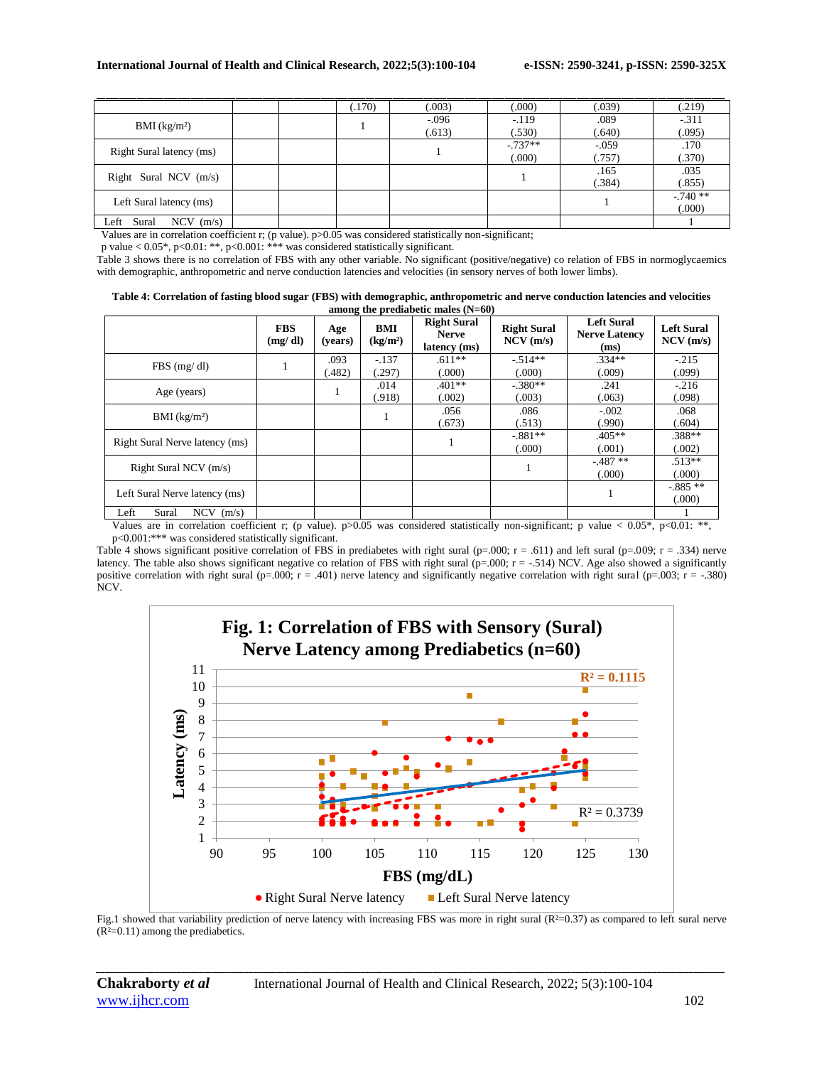| | | | | | | | |
|---|---|---|---|---|---|---|---|
| | | | (.170) | (.003) | (.000) | (.039) | (.219) |
| BMI (kg/m²) | | | 1 | -.096 (.613) | -.119 (.530) | .089 (.640) | -.311 (.095) |
| Right Sural latency (ms) | | | | 1 | -.737** (.000) | -.059 (.757) | .170 (.370) |
| Right Sural NCV (m/s) | | | | | 1 | .165 (.384) | .035 (.855) |
| Left Sural latency (ms) | | | | | | 1 | -.740 ** (.000) |
| Left Sural NCV (m/s) | | | | | | | 1 |

Values are in correlation coefficient r; (p value). p>0.05 was considered statistically non-significant; p value < 0.05*, p<0.01: **, p<0.001: *** was considered statistically significant.

Table 3 shows there is no correlation of FBS with any other variable. No significant (positive/negative) co relation of FBS in normoglycaemics with demographic, anthropometric and nerve conduction latencies and velocities (in sensory nerves of both lower limbs).

**Table 4: Correlation of fasting blood sugar (FBS) with demographic, anthropometric and nerve conduction latencies and velocities among the prediabetic males (N=60)**

| | FBS (mg/ dl) | Age (years) | BMI (kg/m²) | Right Sural Nerve latency (ms) | Right Sural NCV (m/s) | Left Sural Nerve Latency (ms) | Left Sural NCV (m/s) |
|---|---|---|---|---|---|---|---|
| FBS (mg/ dl) | 1 | .093 (.482) | -.137 (.297) | .611** (.000) | -.514** (.000) | .334** (.009) | -.215 (.099) |
| Age (years) | | 1 | .014 (.918) | .401** (.002) | -.380** (.003) | .241 (.063) | -.216 (.098) |
| BMI (kg/m²) | | | 1 | .056 (.673) | .086 (.513) | -.002 (.990) | .068 (.604) |
| Right Sural Nerve latency (ms) | | | | 1 | -.881** (.000) | .405** (.001) | .388** (.002) |
| Right Sural NCV (m/s) | | | | | 1 | -.487 ** (.000) | .513** (.000) |
| Left Sural Nerve latency (ms) | | | | | | 1 | -.885 ** (.000) |
| Left Sural NCV (m/s) | | | | | | | 1 |

Values are in correlation coefficient r; (p value). p>0.05 was considered statistically non-significant; p value < 0.05*, p<0.01: **, p<0.001:*** was considered statistically significant.

Table 4 shows significant positive correlation of FBS in prediabetes with right sural (p=.000; r = .611) and left sural (p=.009; r = .334) nerve latency. The table also shows significant negative co relation of FBS with right sural (p=.000; r = -.514) NCV. Age also showed a significantly positive correlation with right sural (p=.000; r = .401) nerve latency and significantly negative correlation with right sural (p=.003; r = -.380) NCV.

**Fig. 1: Correlation of FBS with Sensory (Sural) Nerve Latency among Prediabetics (n=60)**

Fig.1 showed that variability prediction of nerve latency with increasing FBS was more in right sural ($R^2$=0.37) as compared to left sural nerve ($R^2$=0.11) among the prediabetics.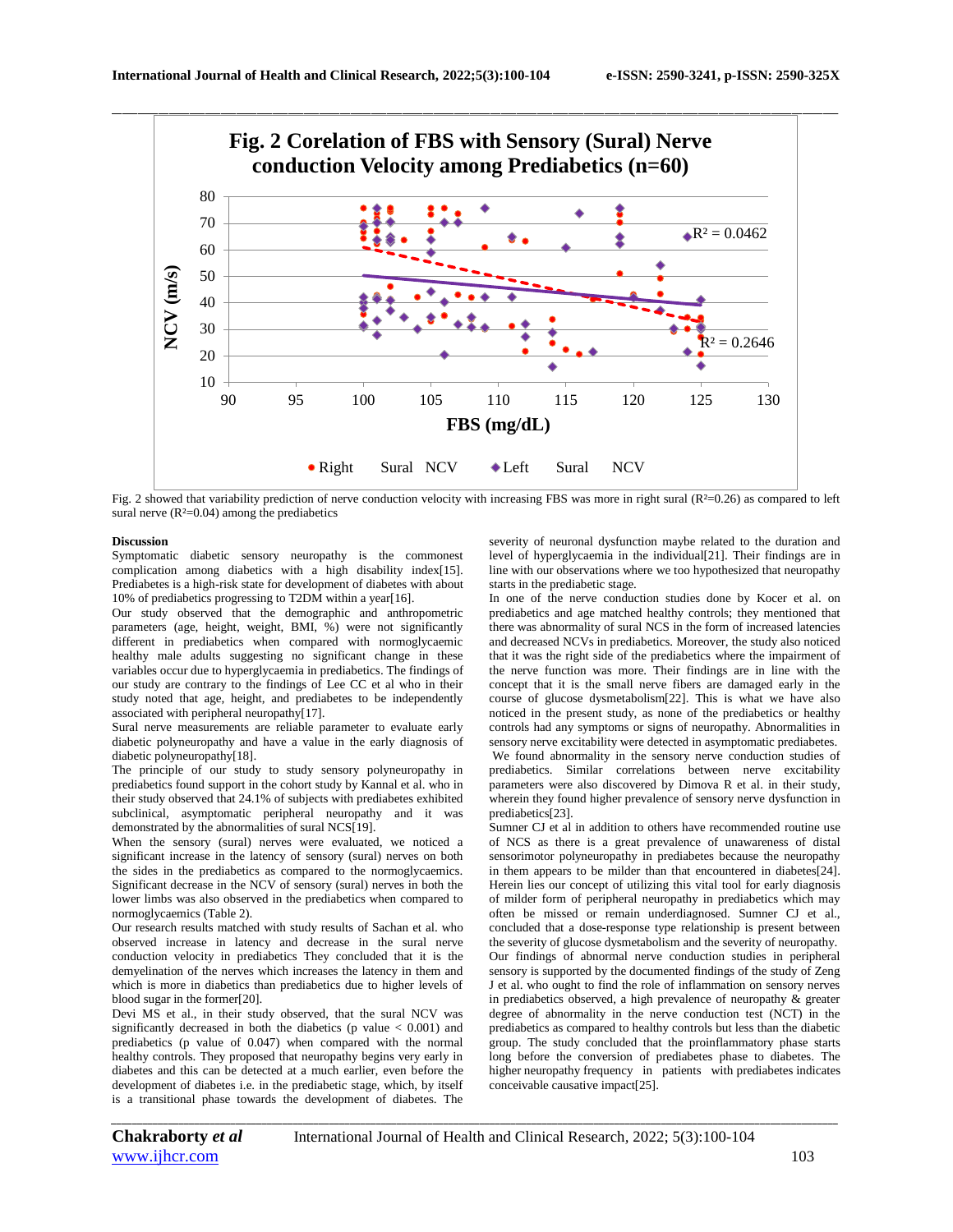Fig. 2 Corelation of FBS with Sensory (Sural) Nerve conduction Velocity among Prediabetics (n=60)

Fig. 2 showed that variability prediction of nerve conduction velocity with increasing FBS was more in right sural ($R^2$=0.26) as compared to left sural nerve ($R^2$=0.04) among the prediabetics

**Discussion**

Symptomatic diabetic sensory neuropathy is the commonest complication among diabetics with a high disability index[15]. Prediabetes is a high-risk state for development of diabetes with about 10% of prediabetics progressing to T2DM within a year[16].

Our study observed that the demographic and anthropometric parameters (age, height, weight, BMI, %) were not significantly different in prediabetics when compared with normoglycaemic healthy male adults suggesting no significant change in these variables occur due to hyperglycaemia in prediabetics. The findings of our study are contrary to the findings of Lee CC et al who in their study noted that age, height, and prediabetes to be independently associated with peripheral neuropathy[17].

Sural nerve measurements are reliable parameter to evaluate early diabetic polyneuropathy and have a value in the early diagnosis of diabetic polyneuropathy[18].

The principle of our study to study sensory polyneuropathy in prediabetics found support in the cohort study by Kannal et al. who in their study observed that 24.1% of subjects with prediabetes exhibited subclinical, asymptomatic peripheral neuropathy and it was demonstrated by the abnormalities of sural NCS[19].

When the sensory (sural) nerves were evaluated, we noticed a significant increase in the latency of sensory (sural) nerves on both the sides in the prediabetics as compared to the normoglycaemics. Significant decrease in the NCV of sensory (sural) nerves in both the lower limbs was also observed in the prediabetics when compared to normoglycaemics (Table 2).

Our research results matched with study results of Sachan et al. who observed increase in latency and decrease in the sural nerve conduction velocity in prediabetics They concluded that it is the demyelination of the nerves which increases the latency in them and which is more in diabetics than prediabetics due to higher levels of blood sugar in the former[20].

Devi MS et al., in their study observed, that the sural NCV was significantly decreased in both the diabetics (p value < 0.001) and prediabetics (p value of 0.047) when compared with the normal healthy controls. They proposed that neuropathy begins very early in diabetes and this can be detected at a much earlier, even before the development of diabetes i.e. in the prediabetic stage, which, by itself is a transitional phase towards the development of diabetes. The severity of neuronal dysfunction maybe related to the duration and level of hyperglycaemia in the individual[21]. Their findings are in line with our observations where we too hypothesized that neuropathy starts in the prediabetic stage.

In one of the nerve conduction studies done by Kocer et al. on prediabetics and age matched healthy controls; they mentioned that there was abnormality of sural NCS in the form of increased latencies and decreased NCVs in prediabetics. Moreover, the study also noticed that it was the right side of the prediabetics where the impairment of the nerve function was more. Their findings are in line with the concept that it is the small nerve fibers are damaged early in the course of glucose dysmetabolism[22]. This is what we have also noticed in the present study, as none of the prediabetics or healthy controls had any symptoms or signs of neuropathy. Abnormalities in sensory nerve excitability were detected in asymptomatic prediabetes.

We found abnormality in the sensory nerve conduction studies of prediabetics. Similar correlations between nerve excitability parameters were also discovered by Dimova R et al. in their study, wherein they found higher prevalence of sensory nerve dysfunction in prediabetics[23].

Sumner CJ et al in addition to others have recommended routine use of NCS as there is a great prevalence of unawareness of distal sensorimotor polyneuropathy in prediabetes because the neuropathy in them appears to be milder than that encountered in diabetes[24]. Herein lies our concept of utilizing this vital tool for early diagnosis of milder form of peripheral neuropathy in prediabetics which may often be missed or remain underdiagnosed. Sumner CJ et al., concluded that a dose-response type relationship is present between the severity of glucose dysmetabolism and the severity of neuropathy.

Our findings of abnormal nerve conduction studies in peripheral sensory is supported by the documented findings of the study of Zeng J et al. who ought to find the role of inflammation on sensory nerves in prediabetics observed, a high prevalence of neuropathy & greater degree of abnormality in the nerve conduction test (NCT) in the prediabetics as compared to healthy controls but less than the diabetic group. The study concluded that the proinflammatory phase starts long before the conversion of prediabetes phase to diabetes. The higher neuropathy frequency in patients with prediabetes indicates conceivable causative impact[25].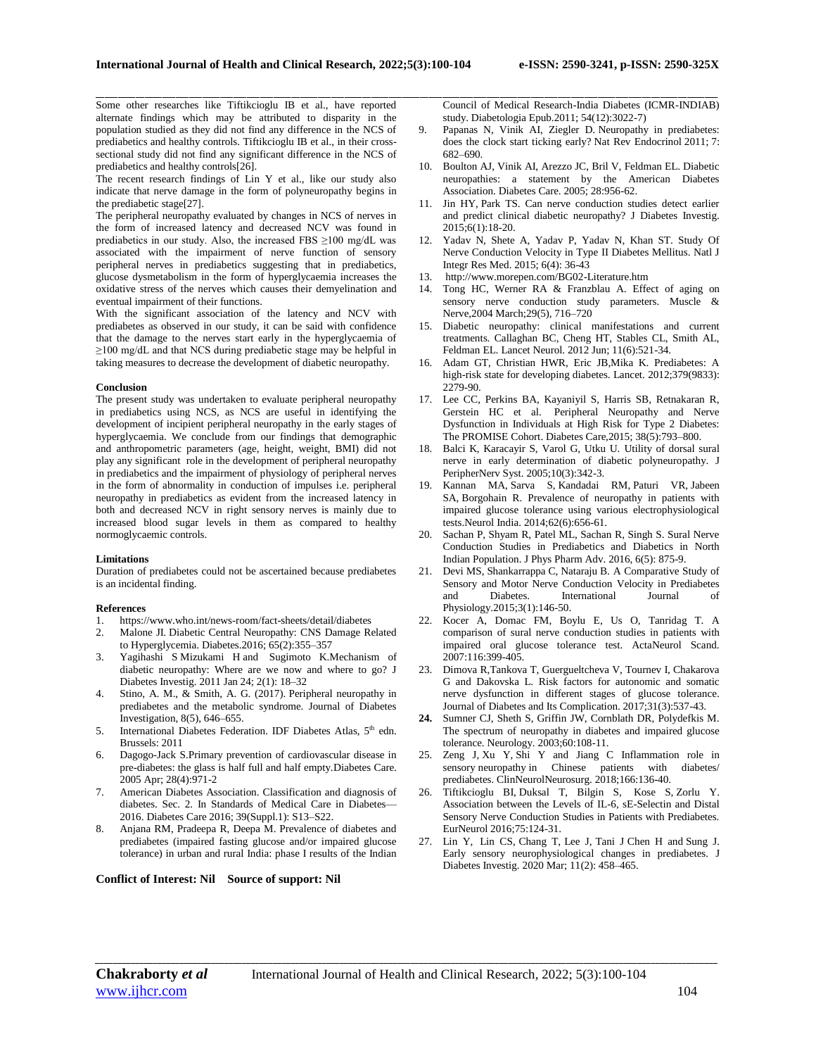Some other researches like Tiftikcioglu IB et al., have reported alternate findings which may be attributed to disparity in the population studied as they did not find any difference in the NCS of prediabetics and healthy controls. Tiftikcioglu IB et al., in their cross-sectional study did not find any significant difference in the NCS of prediabetics and healthy controls[26].

The recent research findings of Lin Y et al., like our study also indicate that nerve damage in the form of polyneuropathy begins in the prediabetic stage[27].

The peripheral neuropathy evaluated by changes in NCS of nerves in the form of increased latency and decreased NCV was found in prediabetics in our study. Also, the increased FBS ≥100 mg/dL was associated with the impairment of nerve function of sensory peripheral nerves in prediabetics suggesting that in prediabetics, glucose dysmetabolism in the form of hyperglycaemia increases the oxidative stress of the nerves which causes their demyelination and eventual impairment of their functions.

With the significant association of the latency and NCV with prediabetes as observed in our study, it can be said with confidence that the damage to the nerves start early in the hyperglycaemia of ≥100 mg/dL and that NCS during prediabetic stage may be helpful in taking measures to decrease the development of diabetic neuropathy.

#### Conclusion

The present study was undertaken to evaluate peripheral neuropathy in prediabetics using NCS, as NCS are useful in identifying the development of incipient peripheral neuropathy in the early stages of hyperglycaemia. We conclude from our findings that demographic and anthropometric parameters (age, height, weight, BMI) did not play any significant role in the development of peripheral neuropathy in prediabetics and the impairment of physiology of peripheral nerves in the form of abnormality in conduction of impulses i.e. peripheral neuropathy in prediabetics as evident from the increased latency in both and decreased NCV in right sensory nerves is mainly due to increased blood sugar levels in them as compared to healthy normoglycaemic controls.

#### Limitations

Duration of prediabetes could not be ascertained because prediabetes is an incidental finding.

#### References

1. https://www.who.int/news-room/fact-sheets/detail/diabetes
2. Malone JI. Diabetic Central Neuropathy: CNS Damage Related to Hyperglycemia. Diabetes.2016; 65(2):355–357
3. Yagihashi S Mizukami H and Sugimoto K.Mechanism of diabetic neuropathy: Where are we now and where to go? J Diabetes Investig. 2011 Jan 24; 2(1): 18–32
4. Stino, A. M., & Smith, A. G. (2017). Peripheral neuropathy in prediabetes and the metabolic syndrome. Journal of Diabetes Investigation, 8(5), 646–655.
5. International Diabetes Federation. IDF Diabetes Atlas, 5th edn. Brussels: 2011
6. Dagogo-Jack S.Primary prevention of cardiovascular disease in pre-diabetes: the glass is half full and half empty.Diabetes Care. 2005 Apr; 28(4):971-2
7. American Diabetes Association. Classification and diagnosis of diabetes. Sec. 2. In Standards of Medical Care in Diabetes—2016. Diabetes Care 2016; 39(Suppl.1): S13–S22.
8. Anjana RM, Pradeepa R, Deepa M. Prevalence of diabetes and prediabetes (impaired fasting glucose and/or impaired glucose tolerance) in urban and rural India: phase I results of the Indian Council of Medical Research-India Diabetes (ICMR-INDIAB) study. Diabetologia Epub.2011; 54(12):3022-7)
9. Papanas N, Vinik AI, Ziegler D. Neuropathy in prediabetes: does the clock start ticking early? Nat Rev Endocrinol 2011; 7: 682–690.
10. Boulton AJ, Vinik AI, Arezzo JC, Bril V, Feldman EL. Diabetic neuropathies: a statement by the American Diabetes Association. Diabetes Care. 2005; 28:956-62.
11. Jin HY, Park TS. Can nerve conduction studies detect earlier and predict clinical diabetic neuropathy? J Diabetes Investig. 2015;6(1):18-20.
12. Yadav N, Shete A, Yadav P, Yadav N, Khan ST. Study Of Nerve Conduction Velocity in Type II Diabetes Mellitus. Natl J Integr Res Med. 2015; 6(4): 36-43
13. http://www.morepen.com/BG02-Literature.htm
14. Tong HC, Werner RA & Franzblau A. Effect of aging on sensory nerve conduction study parameters. Muscle & Nerve,2004 March;29(5), 716–720
15. Diabetic neuropathy: clinical manifestations and current treatments. Callaghan BC, Cheng HT, Stables CL, Smith AL, Feldman EL. Lancet Neurol. 2012 Jun; 11(6):521-34.
16. Adam GT, Christian HWR, Eric JB,Mika K. Prediabetes: A high-risk state for developing diabetes. Lancet. 2012;379(9833): 2279-90.
17. Lee CC, Perkins BA, Kayaniyil S, Harris SB, Retnakaran R, Gerstein HC et al. Peripheral Neuropathy and Nerve Dysfunction in Individuals at High Risk for Type 2 Diabetes: The PROMISE Cohort. Diabetes Care,2015; 38(5):793–800.
18. Balci K, Karacayir S, Varol G, Utku U. Utility of dorsal sural nerve in early determination of diabetic polyneuropathy. J PeripherNerv Syst. 2005;10(3):342-3.
19. Kannan MA, Sarva S, Kandadai RM, Paturi VR, Jabeen SA, Borgohain R. Prevalence of neuropathy in patients with impaired glucose tolerance using various electrophysiological tests.Neurol India. 2014;62(6):656-61.
20. Sachan P, Shyam R, Patel ML, Sachan R, Singh S. Sural Nerve Conduction Studies in Prediabetics and Diabetics in North Indian Population. J Phys Pharm Adv. 2016, 6(5): 875-9.
21. Devi MS, Shankarrappa C, Nataraju B. A Comparative Study of Sensory and Motor Nerve Conduction Velocity in Prediabetes and Diabetes. International Journal of Physiology.2015;3(1):146-50.
22. Kocer A, Domac FM, Boylu E, Us O, Tanridag T. A comparison of sural nerve conduction studies in patients with impaired oral glucose tolerance test. ActaNeurol Scand. 2007:116:399-405.
23. Dimova R,Tankova T, Guergueltcheva V, Tournev I, Chakarova G and Dakovska L. Risk factors for autonomic and somatic nerve dysfunction in different stages of glucose tolerance. Journal of Diabetes and Its Complication. 2017;31(3):537-43.
24. Sumner CJ, Sheth S, Griffin JW, Cornblath DR, Polydefkis M. The spectrum of neuropathy in diabetes and impaired glucose tolerance. Neurology. 2003;60:108-11.
25. Zeng J, Xu Y, Shi Y and Jiang C Inflammation role in sensory neuropathy in Chinese patients with diabetes/ prediabetes. ClinNeurolNeurosurg. 2018;166:136-40.
26. Tiftikcioglu BI, Duksal T, Bilgin S, Kose S, Zorlu Y. Association between the Levels of IL-6, sE-Selectin and Distal Sensory Nerve Conduction Studies in Patients with Prediabetes. EurNeurol 2016;75:124-31.
27. Lin Y, Lin CS, Chang T, Lee J, Tani J Chen H and Sung J. Early sensory neurophysiological changes in prediabetes. J Diabetes Investig. 2020 Mar; 11(2): 458–465.

**Conflict of Interest: Nil Source of support: Nil**